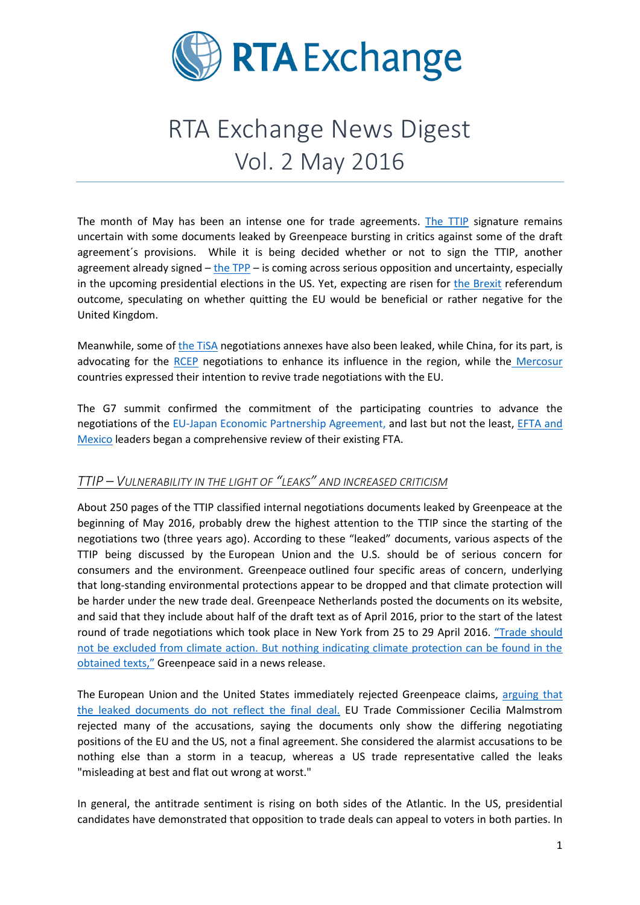# RTA Exchange

# RTA Exchange News Digest
# Vol. 2 May 2016

The month of May has been an intense one for trade agreements. The TTIP signature remains uncertain with some documents leaked by Greenpeace bursting in critics against some of the draft agreement´s provisions. While it is being decided whether or not to sign the TTIP, another agreement already signed – the TPP – is coming across serious opposition and uncertainty, especially in the upcoming presidential elections in the US. Yet, expecting are risen for the Brexit referendum outcome, speculating on whether quitting the EU would be beneficial or rather negative for the United Kingdom.

Meanwhile, some of the TiSA negotiations annexes have also been leaked, while China, for its part, is advocating for the RCEP negotiations to enhance its influence in the region, while the Mercosur countries expressed their intention to revive trade negotiations with the EU.

The G7 summit confirmed the commitment of the participating countries to advance the negotiations of the EU-Japan Economic Partnership Agreement, and last but not the least, EFTA and Mexico leaders began a comprehensive review of their existing FTA.

## *TTIP – Vulnerability in the Light of "Leaks" and Increased Criticism*

About 250 pages of the TTIP classified internal negotiations documents leaked by Greenpeace at the beginning of May 2016, probably drew the highest attention to the TTIP since the starting of the negotiations two (three years ago). According to these "leaked" documents, various aspects of the TTIP being discussed by the European Union and the U.S. should be of serious concern for consumers and the environment. Greenpeace outlined four specific areas of concern, underlying that long-standing environmental protections appear to be dropped and that climate protection will be harder under the new trade deal. Greenpeace Netherlands posted the documents on its website, and said that they include about half of the draft text as of April 2016, prior to the start of the latest round of trade negotiations which took place in New York from 25 to 29 April 2016. "Trade should not be excluded from climate action. But nothing indicating climate protection can be found in the obtained texts," Greenpeace said in a news release.

The European Union and the United States immediately rejected Greenpeace claims, arguing that the leaked documents do not reflect the final deal. EU Trade Commissioner Cecilia Malmstrom rejected many of the accusations, saying the documents only show the differing negotiating positions of the EU and the US, not a final agreement. She considered the alarmist accusations to be nothing else than a storm in a teacup, whereas a US trade representative called the leaks "misleading at best and flat out wrong at worst."

In general, the antitrade sentiment is rising on both sides of the Atlantic. In the US, presidential candidates have demonstrated that opposition to trade deals can appeal to voters in both parties. In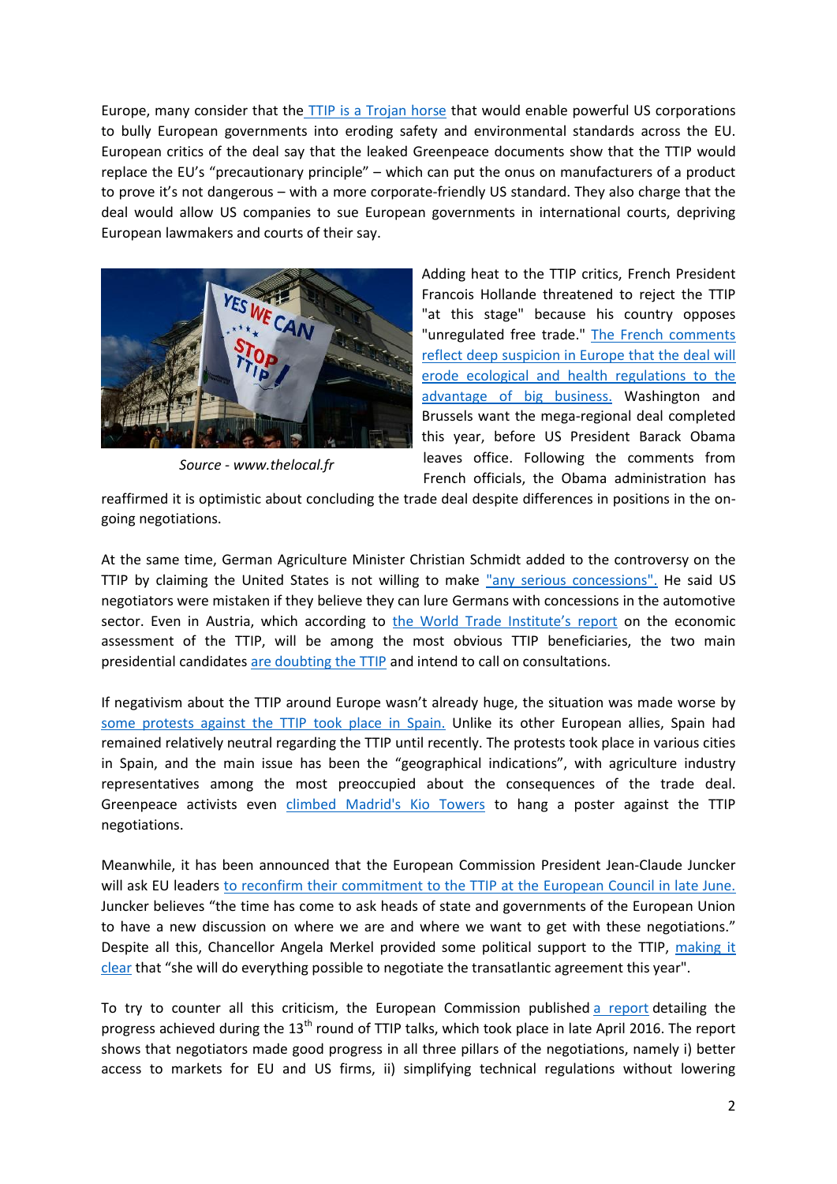Europe, many consider that the TTIP is a Trojan horse that would enable powerful US corporations to bully European governments into eroding safety and environmental standards across the EU. European critics of the deal say that the leaked Greenpeace documents show that the TTIP would replace the EU's "precautionary principle" – which can put the onus on manufacturers of a product to prove it's not dangerous – with a more corporate-friendly US standard. They also charge that the deal would allow US companies to sue European governments in international courts, depriving European lawmakers and courts of their say.

*Source - www.thelocal.fr*

Adding heat to the TTIP critics, French President Francois Hollande threatened to reject the TTIP "at this stage" because his country opposes "unregulated free trade." The French comments reflect deep suspicion in Europe that the deal will erode ecological and health regulations to the advantage of big business. Washington and Brussels want the mega-regional deal completed this year, before US President Barack Obama leaves office. Following the comments from French officials, the Obama administration has reaffirmed it is optimistic about concluding the trade deal despite differences in positions in the on-going negotiations.

At the same time, German Agriculture Minister Christian Schmidt added to the controversy on the TTIP by claiming the United States is not willing to make "any serious concessions". He said US negotiators were mistaken if they believe they can lure Germans with concessions in the automotive sector. Even in Austria, which according to the World Trade Institute's report on the economic assessment of the TTIP, will be among the most obvious TTIP beneficiaries, the two main presidential candidates are doubting the TTIP and intend to call on consultations.

If negativism about the TTIP around Europe wasn't already huge, the situation was made worse by some protests against the TTIP took place in Spain. Unlike its other European allies, Spain had remained relatively neutral regarding the TTIP until recently. The protests took place in various cities in Spain, and the main issue has been the "geographical indications", with agriculture industry representatives among the most preoccupied about the consequences of the trade deal. Greenpeace activists even climbed Madrid's Kio Towers to hang a poster against the TTIP negotiations.

Meanwhile, it has been announced that the European Commission President Jean-Claude Juncker will ask EU leaders to reconfirm their commitment to the TTIP at the European Council in late June. Juncker believes "the time has come to ask heads of state and governments of the European Union to have a new discussion on where we are and where we want to get with these negotiations." Despite all this, Chancellor Angela Merkel provided some political support to the TTIP, making it clear that "she will do everything possible to negotiate the transatlantic agreement this year".

To try to counter all this criticism, the European Commission published a report detailing the progress achieved during the 13th round of TTIP talks, which took place in late April 2016. The report shows that negotiators made good progress in all three pillars of the negotiations, namely i) better access to markets for EU and US firms, ii) simplifying technical regulations without lowering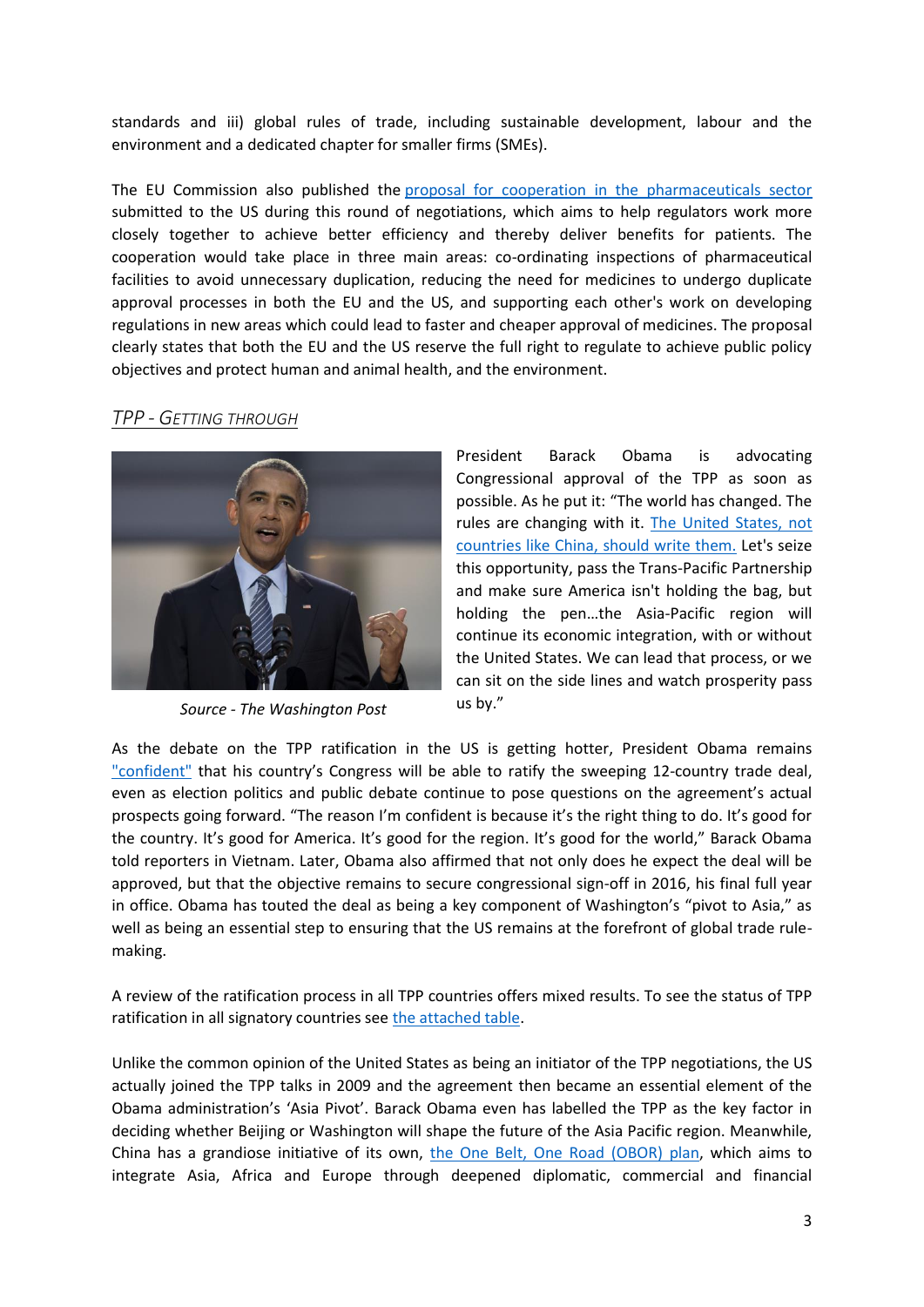standards and iii) global rules of trade, including sustainable development, labour and the environment and a dedicated chapter for smaller firms (SMEs).

The EU Commission also published the proposal for cooperation in the pharmaceuticals sector submitted to the US during this round of negotiations, which aims to help regulators work more closely together to achieve better efficiency and thereby deliver benefits for patients. The cooperation would take place in three main areas: co-ordinating inspections of pharmaceutical facilities to avoid unnecessary duplication, reducing the need for medicines to undergo duplicate approval processes in both the EU and the US, and supporting each other's work on developing regulations in new areas which could lead to faster and cheaper approval of medicines. The proposal clearly states that both the EU and the US reserve the full right to regulate to achieve public policy objectives and protect human and animal health, and the environment.

## *TPP - Getting through*

*Source - The Washington Post*

President Barack Obama is advocating Congressional approval of the TPP as soon as possible. As he put it: "The world has changed. The rules are changing with it. The United States, not countries like China, should write them. Let's seize this opportunity, pass the Trans-Pacific Partnership and make sure America isn't holding the bag, but holding the pen…the Asia-Pacific region will continue its economic integration, with or without the United States. We can lead that process, or we can sit on the side lines and watch prosperity pass us by."

As the debate on the TPP ratification in the US is getting hotter, President Obama remains "confident" that his country's Congress will be able to ratify the sweeping 12-country trade deal, even as election politics and public debate continue to pose questions on the agreement's actual prospects going forward. "The reason I'm confident is because it's the right thing to do. It's good for the country. It's good for America. It's good for the region. It's good for the world," Barack Obama told reporters in Vietnam. Later, Obama also affirmed that not only does he expect the deal will be approved, but that the objective remains to secure congressional sign-off in 2016, his final full year in office. Obama has touted the deal as being a key component of Washington's "pivot to Asia," as well as being an essential step to ensuring that the US remains at the forefront of global trade rule-making.

A review of the ratification process in all TPP countries offers mixed results. To see the status of TPP ratification in all signatory countries see the attached table.

Unlike the common opinion of the United States as being an initiator of the TPP negotiations, the US actually joined the TPP talks in 2009 and the agreement then became an essential element of the Obama administration's 'Asia Pivot'. Barack Obama even has labelled the TPP as the key factor in deciding whether Beijing or Washington will shape the future of the Asia Pacific region. Meanwhile, China has a grandiose initiative of its own, the One Belt, One Road (OBOR) plan, which aims to integrate Asia, Africa and Europe through deepened diplomatic, commercial and financial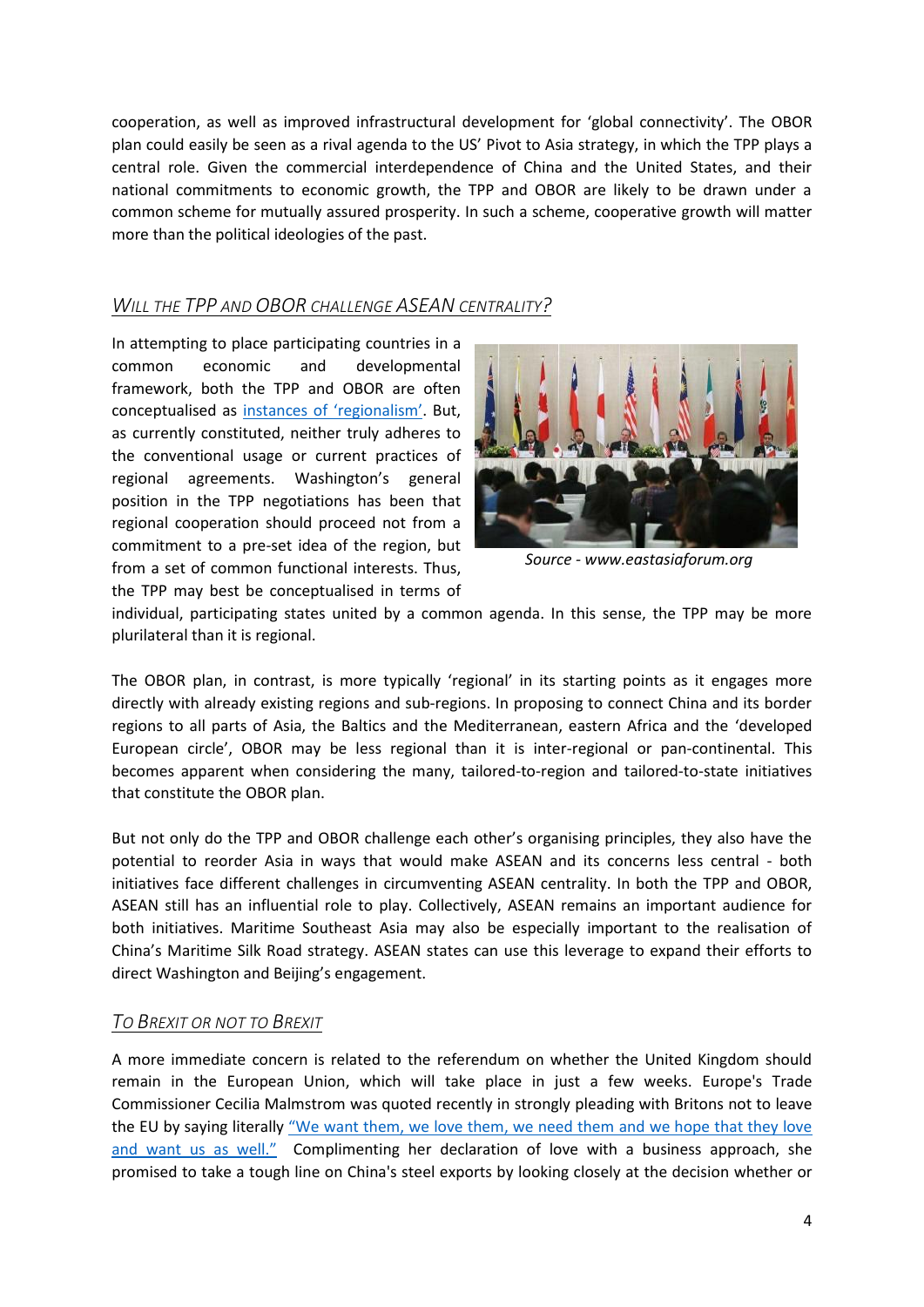cooperation, as well as improved infrastructural development for 'global connectivity'. The OBOR plan could easily be seen as a rival agenda to the US' Pivot to Asia strategy, in which the TPP plays a central role. Given the commercial interdependence of China and the United States, and their national commitments to economic growth, the TPP and OBOR are likely to be drawn under a common scheme for mutually assured prosperity. In such a scheme, cooperative growth will matter more than the political ideologies of the past.

## *Will the TPP and OBOR challenge ASEAN centrality?*

In attempting to place participating countries in a common economic and developmental framework, both the TPP and OBOR are often conceptualised as instances of 'regionalism'. But, as currently constituted, neither truly adheres to the conventional usage or current practices of regional agreements. Washington's general position in the TPP negotiations has been that regional cooperation should proceed not from a commitment to a pre-set idea of the region, but from a set of common functional interests. Thus, the TPP may best be conceptualised in terms of individual, participating states united by a common agenda. In this sense, the TPP may be more plurilateral than it is regional.

*Source - www.eastasiaforum.org*

The OBOR plan, in contrast, is more typically 'regional' in its starting points as it engages more directly with already existing regions and sub-regions. In proposing to connect China and its border regions to all parts of Asia, the Baltics and the Mediterranean, eastern Africa and the 'developed European circle', OBOR may be less regional than it is inter-regional or pan-continental. This becomes apparent when considering the many, tailored-to-region and tailored-to-state initiatives that constitute the OBOR plan.

But not only do the TPP and OBOR challenge each other's organising principles, they also have the potential to reorder Asia in ways that would make ASEAN and its concerns less central - both initiatives face different challenges in circumventing ASEAN centrality. In both the TPP and OBOR, ASEAN still has an influential role to play. Collectively, ASEAN remains an important audience for both initiatives. Maritime Southeast Asia may also be especially important to the realisation of China's Maritime Silk Road strategy. ASEAN states can use this leverage to expand their efforts to direct Washington and Beijing's engagement.

## *To Brexit or not to Brexit*

A more immediate concern is related to the referendum on whether the United Kingdom should remain in the European Union, which will take place in just a few weeks. Europe's Trade Commissioner Cecilia Malmstrom was quoted recently in strongly pleading with Britons not to leave the EU by saying literally "We want them, we love them, we need them and we hope that they love and want us as well." Complimenting her declaration of love with a business approach, she promised to take a tough line on China's steel exports by looking closely at the decision whether or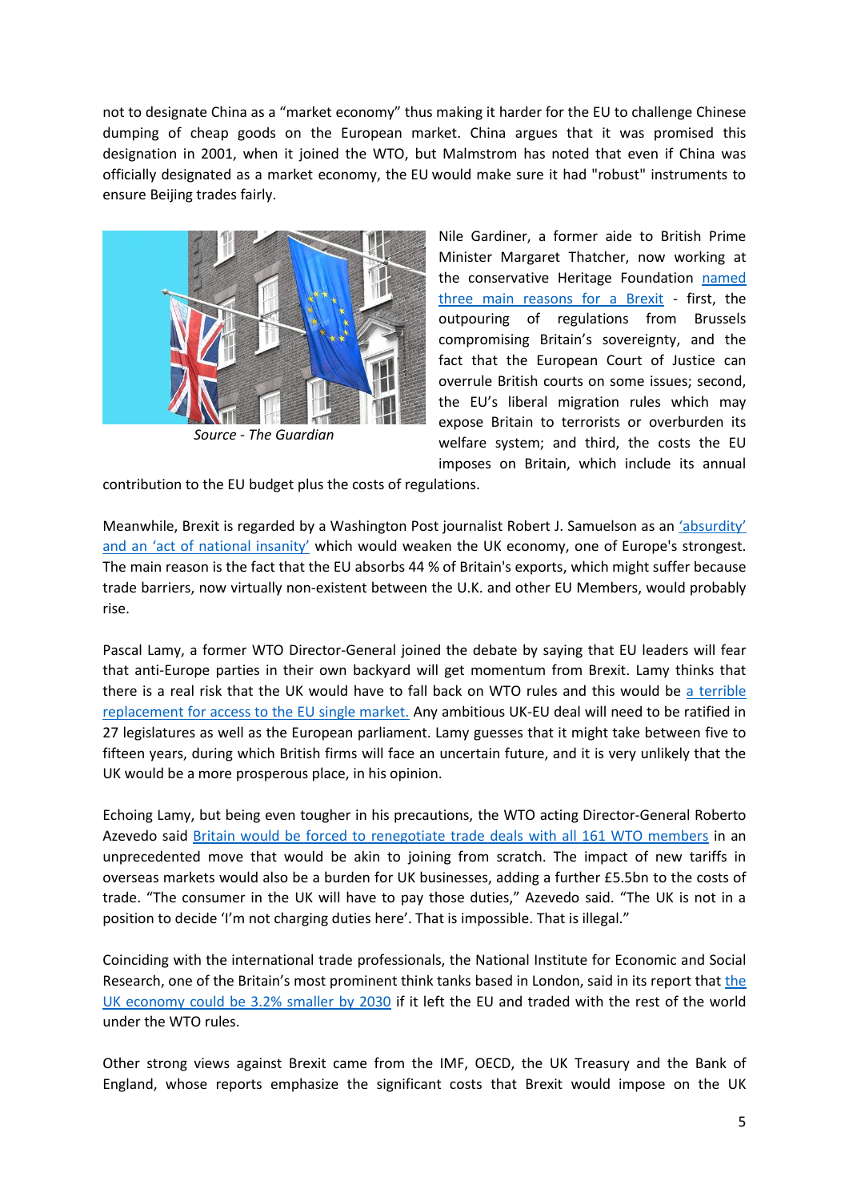not to designate China as a "market economy" thus making it harder for the EU to challenge Chinese dumping of cheap goods on the European market. China argues that it was promised this designation in 2001, when it joined the WTO, but Malmstrom has noted that even if China was officially designated as a market economy, the EU would make sure it had "robust" instruments to ensure Beijing trades fairly.

*Source - The Guardian*

Nile Gardiner, a former aide to British Prime Minister Margaret Thatcher, now working at the conservative Heritage Foundation named three main reasons for a Brexit - first, the outpouring of regulations from Brussels compromising Britain's sovereignty, and the fact that the European Court of Justice can overrule British courts on some issues; second, the EU's liberal migration rules which may expose Britain to terrorists or overburden its welfare system; and third, the costs the EU imposes on Britain, which include its annual contribution to the EU budget plus the costs of regulations.

Meanwhile, Brexit is regarded by a Washington Post journalist Robert J. Samuelson as an 'absurdity' and an 'act of national insanity' which would weaken the UK economy, one of Europe's strongest. The main reason is the fact that the EU absorbs 44 % of Britain's exports, which might suffer because trade barriers, now virtually non-existent between the U.K. and other EU Members, would probably rise.

Pascal Lamy, a former WTO Director-General joined the debate by saying that EU leaders will fear that anti-Europe parties in their own backyard will get momentum from Brexit. Lamy thinks that there is a real risk that the UK would have to fall back on WTO rules and this would be a terrible replacement for access to the EU single market. Any ambitious UK-EU deal will need to be ratified in 27 legislatures as well as the European parliament. Lamy guesses that it might take between five to fifteen years, during which British firms will face an uncertain future, and it is very unlikely that the UK would be a more prosperous place, in his opinion.

Echoing Lamy, but being even tougher in his precautions, the WTO acting Director-General Roberto Azevedo said Britain would be forced to renegotiate trade deals with all 161 WTO members in an unprecedented move that would be akin to joining from scratch. The impact of new tariffs in overseas markets would also be a burden for UK businesses, adding a further £5.5bn to the costs of trade. "The consumer in the UK will have to pay those duties," Azevedo said. "The UK is not in a position to decide 'I'm not charging duties here'. That is impossible. That is illegal."

Coinciding with the international trade professionals, the National Institute for Economic and Social Research, one of the Britain's most prominent think tanks based in London, said in its report that the UK economy could be 3.2% smaller by 2030 if it left the EU and traded with the rest of the world under the WTO rules.

Other strong views against Brexit came from the IMF, OECD, the UK Treasury and the Bank of England, whose reports emphasize the significant costs that Brexit would impose on the UK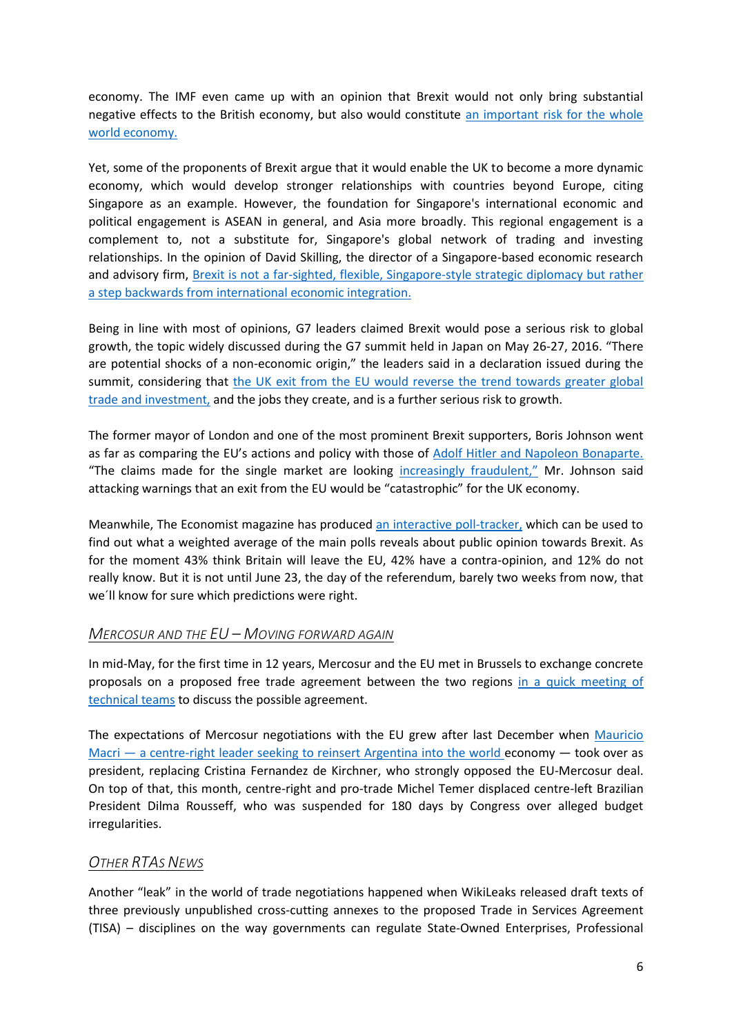economy. The IMF even came up with an opinion that Brexit would not only bring substantial negative effects to the British economy, but also would constitute an important risk for the whole world economy.

Yet, some of the proponents of Brexit argue that it would enable the UK to become a more dynamic economy, which would develop stronger relationships with countries beyond Europe, citing Singapore as an example. However, the foundation for Singapore's international economic and political engagement is ASEAN in general, and Asia more broadly. This regional engagement is a complement to, not a substitute for, Singapore's global network of trading and investing relationships. In the opinion of David Skilling, the director of a Singapore-based economic research and advisory firm, Brexit is not a far-sighted, flexible, Singapore-style strategic diplomacy but rather a step backwards from international economic integration.

Being in line with most of opinions, G7 leaders claimed Brexit would pose a serious risk to global growth, the topic widely discussed during the G7 summit held in Japan on May 26-27, 2016. "There are potential shocks of a non-economic origin," the leaders said in a declaration issued during the summit, considering that the UK exit from the EU would reverse the trend towards greater global trade and investment, and the jobs they create, and is a further serious risk to growth.

The former mayor of London and one of the most prominent Brexit supporters, Boris Johnson went as far as comparing the EU's actions and policy with those of Adolf Hitler and Napoleon Bonaparte. "The claims made for the single market are looking increasingly fraudulent," Mr. Johnson said attacking warnings that an exit from the EU would be "catastrophic" for the UK economy.

Meanwhile, The Economist magazine has produced an interactive poll-tracker, which can be used to find out what a weighted average of the main polls reveals about public opinion towards Brexit. As for the moment 43% think Britain will leave the EU, 42% have a contra-opinion, and 12% do not really know. But it is not until June 23, the day of the referendum, barely two weeks from now, that we´ll know for sure which predictions were right.

## *Mercosur and the EU – Moving forward again*

In mid-May, for the first time in 12 years, Mercosur and the EU met in Brussels to exchange concrete proposals on a proposed free trade agreement between the two regions in a quick meeting of technical teams to discuss the possible agreement.

The expectations of Mercosur negotiations with the EU grew after last December when Mauricio Macri — a centre-right leader seeking to reinsert Argentina into the world economy — took over as president, replacing Cristina Fernandez de Kirchner, who strongly opposed the EU-Mercosur deal. On top of that, this month, centre-right and pro-trade Michel Temer displaced centre-left Brazilian President Dilma Rousseff, who was suspended for 180 days by Congress over alleged budget irregularities.

## *Other RTAs News*

Another "leak" in the world of trade negotiations happened when WikiLeaks released draft texts of three previously unpublished cross-cutting annexes to the proposed Trade in Services Agreement (TISA) – disciplines on the way governments can regulate State-Owned Enterprises, Professional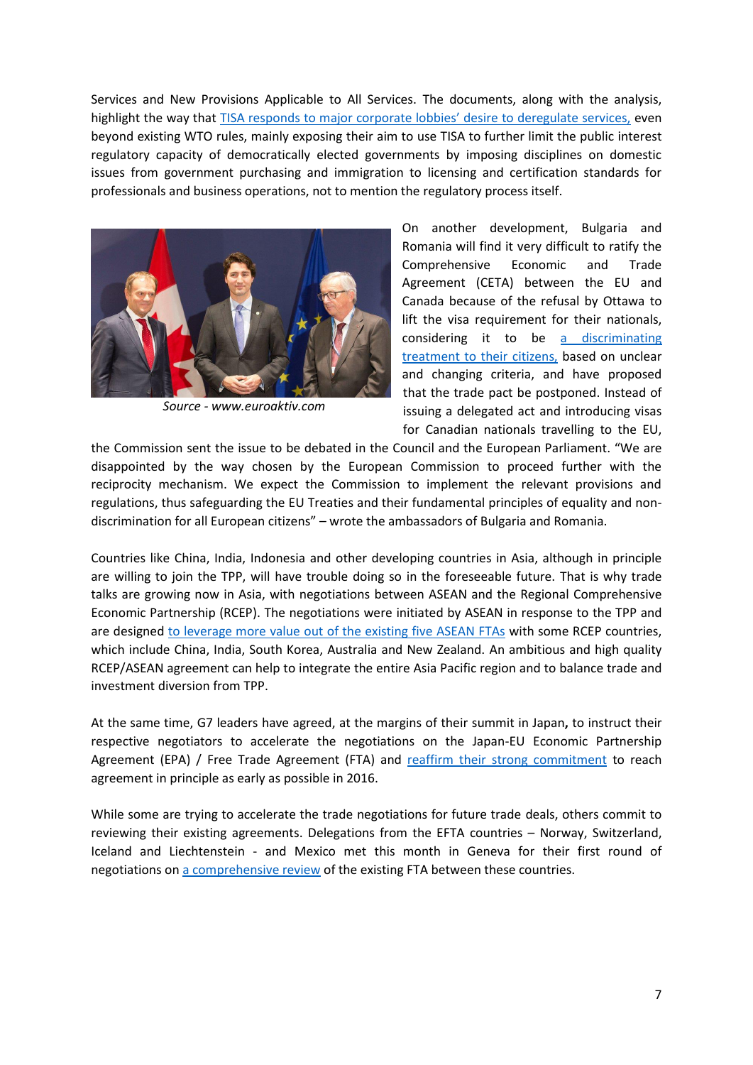Services and New Provisions Applicable to All Services. The documents, along with the analysis, highlight the way that TISA responds to major corporate lobbies' desire to deregulate services, even beyond existing WTO rules, mainly exposing their aim to use TISA to further limit the public interest regulatory capacity of democratically elected governments by imposing disciplines on domestic issues from government purchasing and immigration to licensing and certification standards for professionals and business operations, not to mention the regulatory process itself.

*Source - www.euroaktiv.com*

On another development, Bulgaria and Romania will find it very difficult to ratify the Comprehensive Economic and Trade Agreement (CETA) between the EU and Canada because of the refusal by Ottawa to lift the visa requirement for their nationals, considering it to be a discriminating treatment to their citizens, based on unclear and changing criteria, and have proposed that the trade pact be postponed. Instead of issuing a delegated act and introducing visas for Canadian nationals travelling to the EU, the Commission sent the issue to be debated in the Council and the European Parliament. "We are disappointed by the way chosen by the European Commission to proceed further with the reciprocity mechanism. We expect the Commission to implement the relevant provisions and regulations, thus safeguarding the EU Treaties and their fundamental principles of equality and non-discrimination for all European citizens" – wrote the ambassadors of Bulgaria and Romania.

Countries like China, India, Indonesia and other developing countries in Asia, although in principle are willing to join the TPP, will have trouble doing so in the foreseeable future. That is why trade talks are growing now in Asia, with negotiations between ASEAN and the Regional Comprehensive Economic Partnership (RCEP). The negotiations were initiated by ASEAN in response to the TPP and are designed to leverage more value out of the existing five ASEAN FTAs with some RCEP countries, which include China, India, South Korea, Australia and New Zealand. An ambitious and high quality RCEP/ASEAN agreement can help to integrate the entire Asia Pacific region and to balance trade and investment diversion from TPP.

At the same time, G7 leaders have agreed, at the margins of their summit in Japan**,** to instruct their respective negotiators to accelerate the negotiations on the Japan-EU Economic Partnership Agreement (EPA) / Free Trade Agreement (FTA) and reaffirm their strong commitment to reach agreement in principle as early as possible in 2016.

While some are trying to accelerate the trade negotiations for future trade deals, others commit to reviewing their existing agreements. Delegations from the EFTA countries – Norway, Switzerland, Iceland and Liechtenstein - and Mexico met this month in Geneva for their first round of negotiations on a comprehensive review of the existing FTA between these countries.